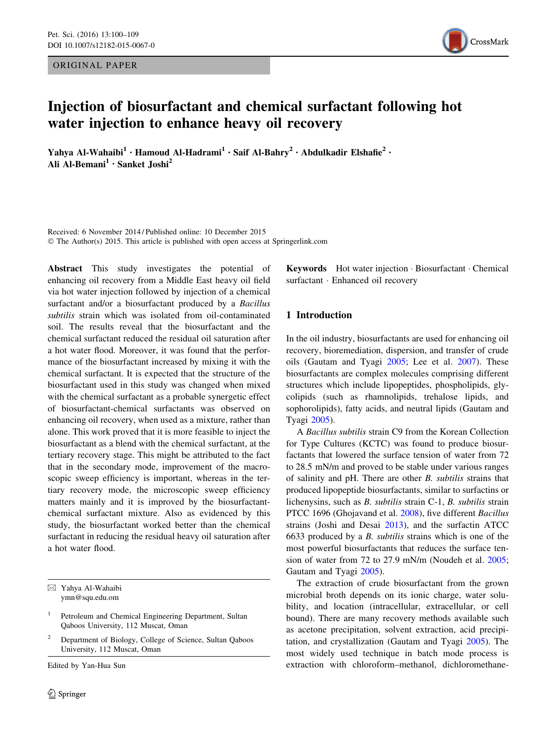ORIGINAL PAPER

# Injection of biosurfactant and chemical surfactant following hot water injection to enhance heavy oil recovery

**Yahya Al-Wahaibi[1] · Hamoud Al-Hadrami[1] · Saif Al-Bahry[2] · Abdulkadir Elshafie[2] · Ali Al-Bemani[1] · Sanket Joshi[2]**

Received: 6 November 2014 / Published online: 10 December 2015
© The Author(s) 2015. This article is published with open access at Springerlink.com

**Abstract** This study investigates the potential of enhancing oil recovery from a Middle East heavy oil field via hot water injection followed by injection of a chemical surfactant and/or a biosurfactant produced by a *Bacillus subtilis* strain which was isolated from oil-contaminated soil. The results reveal that the biosurfactant and the chemical surfactant reduced the residual oil saturation after a hot water flood. Moreover, it was found that the performance of the biosurfactant increased by mixing it with the chemical surfactant. It is expected that the structure of the biosurfactant used in this study was changed when mixed with the chemical surfactant as a probable synergetic effect of biosurfactant-chemical surfactants was observed on enhancing oil recovery, when used as a mixture, rather than alone. This work proved that it is more feasible to inject the biosurfactant as a blend with the chemical surfactant, at the tertiary recovery stage. This might be attributed to the fact that in the secondary mode, improvement of the macroscopic sweep efficiency is important, whereas in the tertiary recovery mode, the microscopic sweep efficiency matters mainly and it is improved by the biosurfactant-chemical surfactant mixture. Also as evidenced by this study, the biosurfactant worked better than the chemical surfactant in reducing the residual heavy oil saturation after a hot water flood.

**Keywords** Hot water injection · Biosurfactant · Chemical surfactant · Enhanced oil recovery

✉ Yahya Al-Wahaibi
ymn@squ.edu.om

[1] Petroleum and Chemical Engineering Department, Sultan Qaboos University, 112 Muscat, Oman

[2] Department of Biology, College of Science, Sultan Qaboos University, 112 Muscat, Oman

Edited by Yan-Hua Sun

## 1 Introduction

In the oil industry, biosurfactants are used for enhancing oil recovery, bioremediation, dispersion, and transfer of crude oils (Gautam and Tyagi 2005; Lee et al. 2007). These biosurfactants are complex molecules comprising different structures which include lipopeptides, phospholipids, glycolipids (such as rhamnolipids, trehalose lipids, and sophorolipids), fatty acids, and neutral lipids (Gautam and Tyagi 2005).

A *Bacillus subtilis* strain C9 from the Korean Collection for Type Cultures (KCTC) was found to produce biosurfactants that lowered the surface tension of water from 72 to 28.5 mN/m and proved to be stable under various ranges of salinity and pH. There are other *B. subtilis* strains that produced lipopeptide biosurfactants, similar to surfactins or lichenysins, such as *B. subtilis* strain C-1, *B. subtilis* strain PTCC 1696 (Ghojavand et al. 2008), five different *Bacillus* strains (Joshi and Desai 2013), and the surfactin ATCC 6633 produced by a *B. subtilis* strains which is one of the most powerful biosurfactants that reduces the surface tension of water from 72 to 27.9 mN/m (Noudeh et al. 2005; Gautam and Tyagi 2005).

The extraction of crude biosurfactant from the grown microbial broth depends on its ionic charge, water solubility, and location (intracellular, extracellular, or cell bound). There are many recovery methods available such as acetone precipitation, solvent extraction, acid precipitation, and crystallization (Gautam and Tyagi 2005). The most widely used technique in batch mode process is extraction with chloroform–methanol, dichloromethane-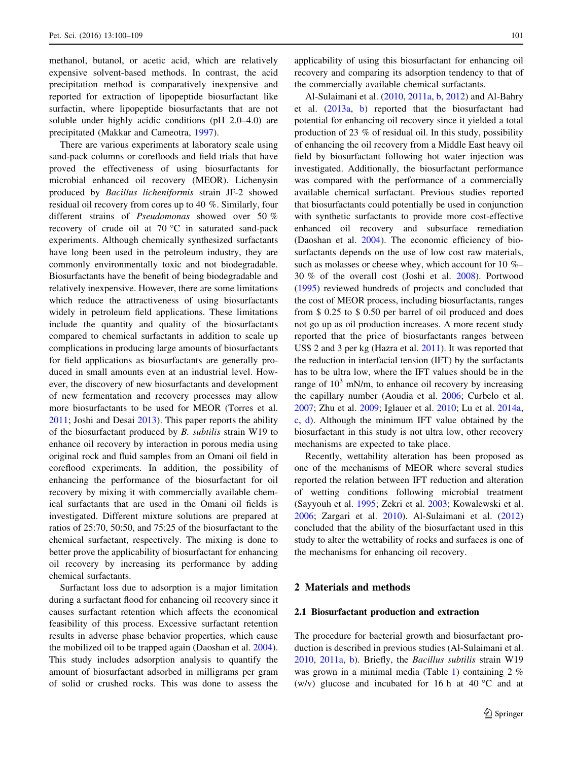methanol, butanol, or acetic acid, which are relatively expensive solvent-based methods. In contrast, the acid precipitation method is comparatively inexpensive and reported for extraction of lipopeptide biosurfactant like surfactin, where lipopeptide biosurfactants that are not soluble under highly acidic conditions (pH 2.0–4.0) are precipitated (Makkar and Cameotra, 1997).

There are various experiments at laboratory scale using sand-pack columns or corefloods and field trials that have proved the effectiveness of using biosurfactants for microbial enhanced oil recovery (MEOR). Lichenysin produced by *Bacillus licheniformis* strain JF-2 showed residual oil recovery from cores up to 40 %. Similarly, four different strains of *Pseudomonas* showed over 50 % recovery of crude oil at 70 °C in saturated sand-pack experiments. Although chemically synthesized surfactants have long been used in the petroleum industry, they are commonly environmentally toxic and not biodegradable. Biosurfactants have the benefit of being biodegradable and relatively inexpensive. However, there are some limitations which reduce the attractiveness of using biosurfactants widely in petroleum field applications. These limitations include the quantity and quality of the biosurfactants compared to chemical surfactants in addition to scale up complications in producing large amounts of biosurfactants for field applications as biosurfactants are generally produced in small amounts even at an industrial level. However, the discovery of new biosurfactants and development of new fermentation and recovery processes may allow more biosurfactants to be used for MEOR (Torres et al. 2011; Joshi and Desai 2013). This paper reports the ability of the biosurfactant produced by *B. subtilis* strain W19 to enhance oil recovery by interaction in porous media using original rock and fluid samples from an Omani oil field in coreflood experiments. In addition, the possibility of enhancing the performance of the biosurfactant for oil recovery by mixing it with commercially available chemical surfactants that are used in the Omani oil fields is investigated. Different mixture solutions are prepared at ratios of 25:70, 50:50, and 75:25 of the biosurfactant to the chemical surfactant, respectively. The mixing is done to better prove the applicability of biosurfactant for enhancing oil recovery by increasing its performance by adding chemical surfactants.

Surfactant loss due to adsorption is a major limitation during a surfactant flood for enhancing oil recovery since it causes surfactant retention which affects the economical feasibility of this process. Excessive surfactant retention results in adverse phase behavior properties, which cause the mobilized oil to be trapped again (Daoshan et al. 2004). This study includes adsorption analysis to quantify the amount of biosurfactant adsorbed in milligrams per gram of solid or crushed rocks. This was done to assess the applicability of using this biosurfactant for enhancing oil recovery and comparing its adsorption tendency to that of the commercially available chemical surfactants.

Al-Sulaimani et al. (2010, 2011a, b, 2012) and Al-Bahry et al. (2013a, b) reported that the biosurfactant had potential for enhancing oil recovery since it yielded a total production of 23 % of residual oil. In this study, possibility of enhancing the oil recovery from a Middle East heavy oil field by biosurfactant following hot water injection was investigated. Additionally, the biosurfactant performance was compared with the performance of a commercially available chemical surfactant. Previous studies reported that biosurfactants could potentially be used in conjunction with synthetic surfactants to provide more cost-effective enhanced oil recovery and subsurface remediation (Daoshan et al. 2004). The economic efficiency of biosurfactants depends on the use of low cost raw materials, such as molasses or cheese whey, which account for 10 %–30 % of the overall cost (Joshi et al. 2008). Portwood (1995) reviewed hundreds of projects and concluded that the cost of MEOR process, including biosurfactants, ranges from $ 0.25 to $ 0.50 per barrel of oil produced and does not go up as oil production increases. A more recent study reported that the price of biosurfactants ranges between US$ 2 and 3 per kg (Hazra et al. 2011). It was reported that the reduction in interfacial tension (IFT) by the surfactants has to be ultra low, where the IFT values should be in the range of $10^3$ mN/m, to enhance oil recovery by increasing the capillary number (Aoudia et al. 2006; Curbelo et al. 2007; Zhu et al. 2009; Iglauer et al. 2010; Lu et al. 2014a, c, d). Although the minimum IFT value obtained by the biosurfactant in this study is not ultra low, other recovery mechanisms are expected to take place.

Recently, wettability alteration has been proposed as one of the mechanisms of MEOR where several studies reported the relation between IFT reduction and alteration of wetting conditions following microbial treatment (Sayyouh et al. 1995; Zekri et al. 2003; Kowalewski et al. 2006; Zargari et al. 2010). Al-Sulaimani et al. (2012) concluded that the ability of the biosurfactant used in this study to alter the wettability of rocks and surfaces is one of the mechanisms for enhancing oil recovery.

## 2 Materials and methods

### 2.1 Biosurfactant production and extraction

The procedure for bacterial growth and biosurfactant production is described in previous studies (Al-Sulaimani et al. 2010, 2011a, b). Briefly, the *Bacillus subtilis* strain W19 was grown in a minimal media (Table 1) containing 2 % (w/v) glucose and incubated for 16 h at 40 °C and at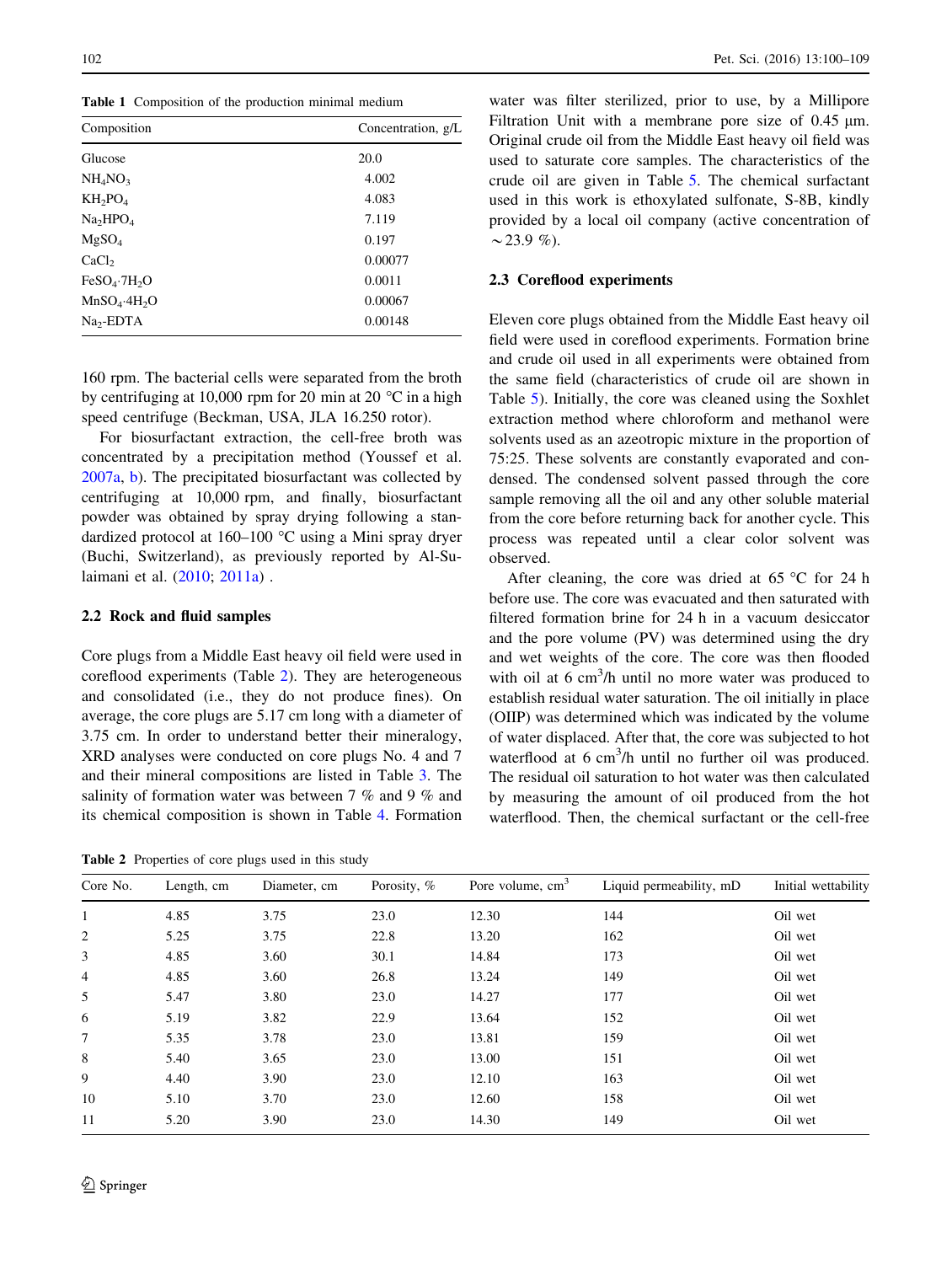Table 1 Composition of the production minimal medium

| Composition | Concentration, g/L |
|---|---|
| Glucose | 20.0 |
| $NH_4NO_3$ | 4.002 |
| $KH_2PO_4$ | 4.083 |
| $Na_2HPO_4$ | 7.119 |
| $MgSO_4$ | 0.197 |
| $CaCl_2$ | 0.00077 |
| $FeSO_4 \cdot 7H_2O$ | 0.0011 |
| $MnSO_4 \cdot 4H_2O$ | 0.00067 |
| $Na_2$-EDTA | 0.00148 |

160 rpm. The bacterial cells were separated from the broth by centrifuging at 10,000 rpm for 20 min at 20 °C in a high speed centrifuge (Beckman, USA, JLA 16.250 rotor).

For biosurfactant extraction, the cell-free broth was concentrated by a precipitation method (Youssef et al. 2007a, b). The precipitated biosurfactant was collected by centrifuging at 10,000 rpm, and finally, biosurfactant powder was obtained by spray drying following a standardized protocol at 160–100 °C using a Mini spray dryer (Buchi, Switzerland), as previously reported by Al-Sulaimani et al. (2010; 2011a) .

## 2.2 Rock and fluid samples

Core plugs from a Middle East heavy oil field were used in coreflood experiments (Table 2). They are heterogeneous and consolidated (i.e., they do not produce fines). On average, the core plugs are 5.17 cm long with a diameter of 3.75 cm. In order to understand better their mineralogy, XRD analyses were conducted on core plugs No. 4 and 7 and their mineral compositions are listed in Table 3. The salinity of formation water was between 7 % and 9 % and its chemical composition is shown in Table 4. Formation water was filter sterilized, prior to use, by a Millipore Filtration Unit with a membrane pore size of 0.45 μm. Original crude oil from the Middle East heavy oil field was used to saturate core samples. The characteristics of the crude oil are given in Table 5. The chemical surfactant used in this work is ethoxylated sulfonate, S-8B, kindly provided by a local oil company (active concentration of ~23.9 %).

## 2.3 Coreflood experiments

Eleven core plugs obtained from the Middle East heavy oil field were used in coreflood experiments. Formation brine and crude oil used in all experiments were obtained from the same field (characteristics of crude oil are shown in Table 5). Initially, the core was cleaned using the Soxhlet extraction method where chloroform and methanol were solvents used as an azeotropic mixture in the proportion of 75:25. These solvents are constantly evaporated and condensed. The condensed solvent passed through the core sample removing all the oil and any other soluble material from the core before returning back for another cycle. This process was repeated until a clear color solvent was observed.

After cleaning, the core was dried at 65 °C for 24 h before use. The core was evacuated and then saturated with filtered formation brine for 24 h in a vacuum desiccator and the pore volume (PV) was determined using the dry and wet weights of the core. The core was then flooded with oil at 6 $cm^3$/h until no more water was produced to establish residual water saturation. The oil initially in place (OIIP) was determined which was indicated by the volume of water displaced. After that, the core was subjected to hot waterflood at 6 $cm^3$/h until no further oil was produced. The residual oil saturation to hot water was then calculated by measuring the amount of oil produced from the hot waterflood. Then, the chemical surfactant or the cell-free

Table 2 Properties of core plugs used in this study

| Core No. | Length, cm | Diameter, cm | Porosity, % | Pore volume, $cm^3$ | Liquid permeability, mD | Initial wettability |
|---|---|---|---|---|---|---|
| 1 | 4.85 | 3.75 | 23.0 | 12.30 | 144 | Oil wet |
| 2 | 5.25 | 3.75 | 22.8 | 13.20 | 162 | Oil wet |
| 3 | 4.85 | 3.60 | 30.1 | 14.84 | 173 | Oil wet |
| 4 | 4.85 | 3.60 | 26.8 | 13.24 | 149 | Oil wet |
| 5 | 5.47 | 3.80 | 23.0 | 14.27 | 177 | Oil wet |
| 6 | 5.19 | 3.82 | 22.9 | 13.64 | 152 | Oil wet |
| 7 | 5.35 | 3.78 | 23.0 | 13.81 | 159 | Oil wet |
| 8 | 5.40 | 3.65 | 23.0 | 13.00 | 151 | Oil wet |
| 9 | 4.40 | 3.90 | 23.0 | 12.10 | 163 | Oil wet |
| 10 | 5.10 | 3.70 | 23.0 | 12.60 | 158 | Oil wet |
| 11 | 5.20 | 3.90 | 23.0 | 14.30 | 149 | Oil wet |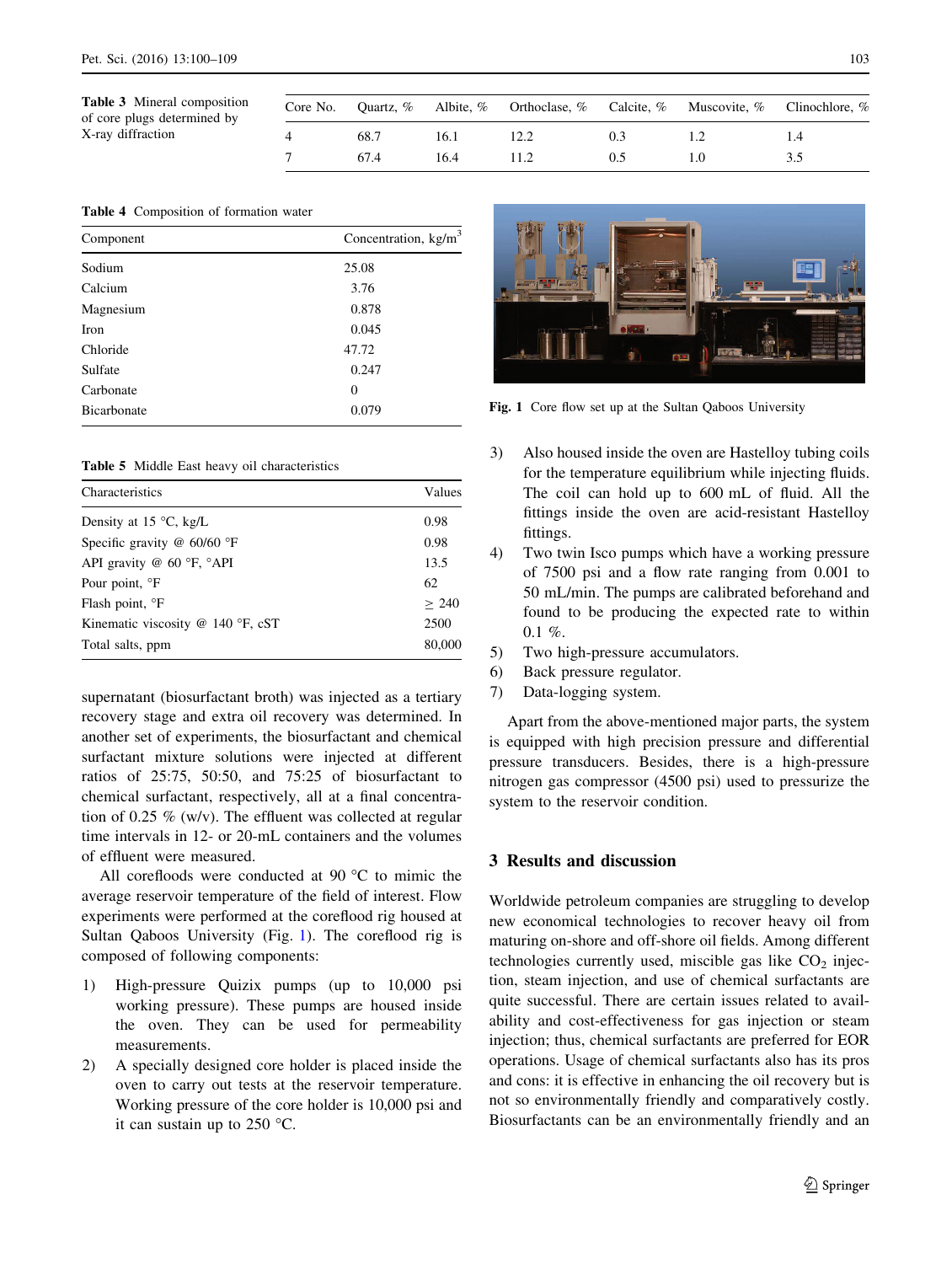**Table 3** Mineral composition of core plugs determined by X-ray diffraction

| Core No. | Quartz, % | Albite, % | Orthoclase, % | Calcite, % | Muscovite, % | Clinochlore, % |
|---|---|---|---|---|---|---|
| 4 | 68.7 | 16.1 | 12.2 | 0.3 | 1.2 | 1.4 |
| 7 | 67.4 | 16.4 | 11.2 | 0.5 | 1.0 | 3.5 |

**Table 4** Composition of formation water

| Component | Concentration, kg/m$^3$ |
|---|---|
| Sodium | 25.08 |
| Calcium | 3.76 |
| Magnesium | 0.878 |
| Iron | 0.045 |
| Chloride | 47.72 |
| Sulfate | 0.247 |
| Carbonate | 0 |
| Bicarbonate | 0.079 |

**Table 5** Middle East heavy oil characteristics

| Characteristics | Values |
|---|---|
| Density at 15 °C, kg/L | 0.98 |
| Specific gravity @ 60/60 °F | 0.98 |
| API gravity @ 60 °F, °API | 13.5 |
| Pour point, °F | 62 |
| Flash point, °F | ≥ 240 |
| Kinematic viscosity @ 140 °F, cST | 2500 |
| Total salts, ppm | 80,000 |

supernatant (biosurfactant broth) was injected as a tertiary recovery stage and extra oil recovery was determined. In another set of experiments, the biosurfactant and chemical surfactant mixture solutions were injected at different ratios of 25:75, 50:50, and 75:25 of biosurfactant to chemical surfactant, respectively, all at a final concentration of 0.25 % (w/v). The effluent was collected at regular time intervals in 12- or 20-mL containers and the volumes of effluent were measured.

All corefloods were conducted at 90 °C to mimic the average reservoir temperature of the field of interest. Flow experiments were performed at the coreflood rig housed at Sultan Qaboos University (Fig. 1). The coreflood rig is composed of following components:

1) High-pressure Quizix pumps (up to 10,000 psi working pressure). These pumps are housed inside the oven. They can be used for permeability measurements.
2) A specially designed core holder is placed inside the oven to carry out tests at the reservoir temperature. Working pressure of the core holder is 10,000 psi and it can sustain up to 250 °C.
3) Also housed inside the oven are Hastelloy tubing coils for the temperature equilibrium while injecting fluids. The coil can hold up to 600 mL of fluid. All the fittings inside the oven are acid-resistant Hastelloy fittings.
4) Two twin Isco pumps which have a working pressure of 7500 psi and a flow rate ranging from 0.001 to 50 mL/min. The pumps are calibrated beforehand and found to be producing the expected rate to within 0.1 %.
5) Two high-pressure accumulators.
6) Back pressure regulator.
7) Data-logging system.

**Fig. 1** Core flow set up at the Sultan Qaboos University

Apart from the above-mentioned major parts, the system is equipped with high precision pressure and differential pressure transducers. Besides, there is a high-pressure nitrogen gas compressor (4500 psi) used to pressurize the system to the reservoir condition.

## 3 Results and discussion

Worldwide petroleum companies are struggling to develop new economical technologies to recover heavy oil from maturing on-shore and off-shore oil fields. Among different technologies currently used, miscible gas like $CO_2$ injection, steam injection, and use of chemical surfactants are quite successful. There are certain issues related to availability and cost-effectiveness for gas injection or steam injection; thus, chemical surfactants are preferred for EOR operations. Usage of chemical surfactants also has its pros and cons: it is effective in enhancing the oil recovery but is not so environmentally friendly and comparatively costly. Biosurfactants can be an environmentally friendly and an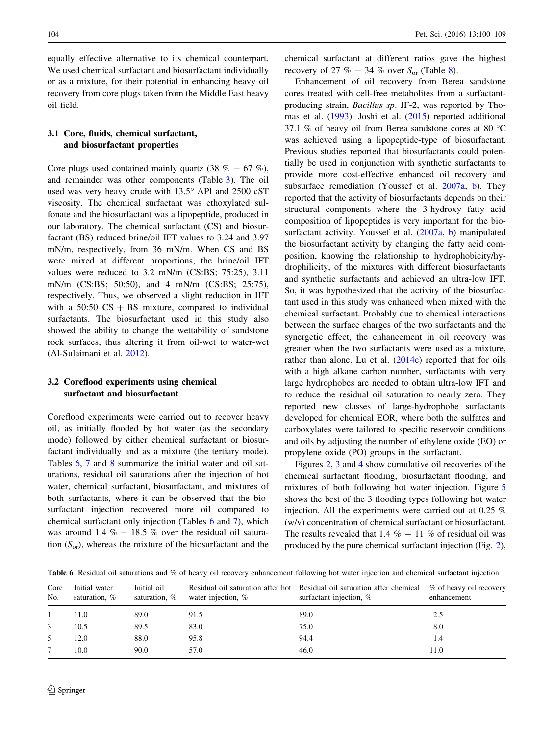equally effective alternative to its chemical counterpart. We used chemical surfactant and biosurfactant individually or as a mixture, for their potential in enhancing heavy oil recovery from core plugs taken from the Middle East heavy oil field.

### 3.1 Core, fluids, chemical surfactant, and biosurfactant properties

Core plugs used contained mainly quartz (38 % − 67 %), and remainder was other components (Table 3). The oil used was very heavy crude with 13.5° API and 2500 cST viscosity. The chemical surfactant was ethoxylated sulfonate and the biosurfactant was a lipopeptide, produced in our laboratory. The chemical surfactant (CS) and biosurfactant (BS) reduced brine/oil IFT values to 3.24 and 3.97 mN/m, respectively, from 36 mN/m. When CS and BS were mixed at different proportions, the brine/oil IFT values were reduced to 3.2 mN/m (CS:BS; 75:25), 3.11 mN/m (CS:BS; 50:50), and 4 mN/m (CS:BS; 25:75), respectively. Thus, we observed a slight reduction in IFT with a 50:50 CS + BS mixture, compared to individual surfactants. The biosurfactant used in this study also showed the ability to change the wettability of sandstone rock surfaces, thus altering it from oil-wet to water-wet (Al-Sulaimani et al. 2012).

### 3.2 Coreflood experiments using chemical surfactant and biosurfactant

Coreflood experiments were carried out to recover heavy oil, as initially flooded by hot water (as the secondary mode) followed by either chemical surfactant or biosurfactant individually and as a mixture (the tertiary mode). Tables 6, 7 and 8 summarize the initial water and oil saturations, residual oil saturations after the injection of hot water, chemical surfactant, biosurfactant, and mixtures of both surfactants, where it can be observed that the biosurfactant injection recovered more oil compared to chemical surfactant only injection (Tables 6 and 7), which was around 1.4 % − 18.5 % over the residual oil saturation ($S_{or}$), whereas the mixture of the biosurfactant and the chemical surfactant at different ratios gave the highest recovery of 27 % − 34 % over $S_{or}$ (Table 8).

Enhancement of oil recovery from Berea sandstone cores treated with cell-free metabolites from a surfactant-producing strain, *Bacillus sp*. JF-2, was reported by Thomas et al. (1993). Joshi et al. (2015) reported additional 37.1 % of heavy oil from Berea sandstone cores at 80 °C was achieved using a lipopeptide-type of biosurfactant. Previous studies reported that biosurfactants could potentially be used in conjunction with synthetic surfactants to provide more cost-effective enhanced oil recovery and subsurface remediation (Youssef et al. 2007a, b). They reported that the activity of biosurfactants depends on their structural components where the 3-hydroxy fatty acid composition of lipopeptides is very important for the biosurfactant activity. Youssef et al. (2007a, b) manipulated the biosurfactant activity by changing the fatty acid composition, knowing the relationship to hydrophobicity/hydrophilicity, of the mixtures with different biosurfactants and synthetic surfactants and achieved an ultra-low IFT. So, it was hypothesized that the activity of the biosurfactant used in this study was enhanced when mixed with the chemical surfactant. Probably due to chemical interactions between the surface charges of the two surfactants and the synergetic effect, the enhancement in oil recovery was greater when the two surfactants were used as a mixture, rather than alone. Lu et al. (2014c) reported that for oils with a high alkane carbon number, surfactants with very large hydrophobes are needed to obtain ultra-low IFT and to reduce the residual oil saturation to nearly zero. They reported new classes of large-hydrophobe surfactants developed for chemical EOR, where both the sulfates and carboxylates were tailored to specific reservoir conditions and oils by adjusting the number of ethylene oxide (EO) or propylene oxide (PO) groups in the surfactant.

Figures 2, 3 and 4 show cumulative oil recoveries of the chemical surfactant flooding, biosurfactant flooding, and mixtures of both following hot water injection. Figure 5 shows the best of the 3 flooding types following hot water injection. All the experiments were carried out at 0.25 % (w/v) concentration of chemical surfactant or biosurfactant. The results revealed that 1.4 % − 11 % of residual oil was produced by the pure chemical surfactant injection (Fig. 2),

**Table 6** Residual oil saturations and % of heavy oil recovery enhancement following hot water injection and chemical surfactant injection

| Core No. | Initial water saturation, % | Initial oil saturation, % | Residual oil saturation after hot water injection, % | Residual oil saturation after chemical surfactant injection, % | % of heavy oil recovery enhancement |
|---|---|---|---|---|---|
| 1 | 11.0 | 89.0 | 91.5 | 89.0 | 2.5 |
| 3 | 10.5 | 89.5 | 83.0 | 75.0 | 8.0 |
| 5 | 12.0 | 88.0 | 95.8 | 94.4 | 1.4 |
| 7 | 10.0 | 90.0 | 57.0 | 46.0 | 11.0 |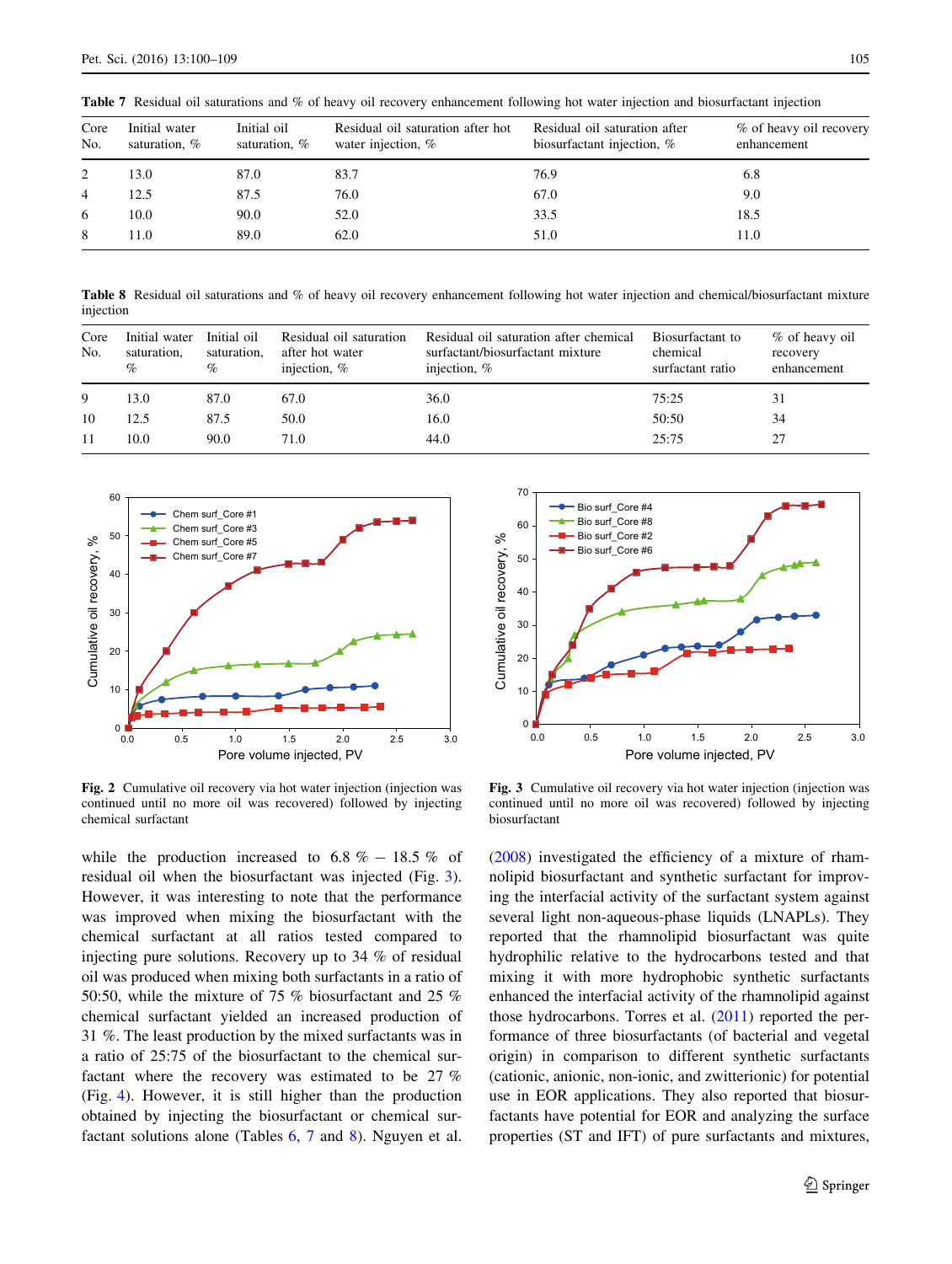**Table 7** Residual oil saturations and % of heavy oil recovery enhancement following hot water injection and biosurfactant injection

| Core No. | Initial water saturation, % | Initial oil saturation, % | Residual oil saturation after hot water injection, % | Residual oil saturation after biosurfactant injection, % | % of heavy oil recovery enhancement |
|---|---|---|---|---|---|
| 2 | 13.0 | 87.0 | 83.7 | 76.9 | 6.8 |
| 4 | 12.5 | 87.5 | 76.0 | 67.0 | 9.0 |
| 6 | 10.0 | 90.0 | 52.0 | 33.5 | 18.5 |
| 8 | 11.0 | 89.0 | 62.0 | 51.0 | 11.0 |

**Table 8** Residual oil saturations and % of heavy oil recovery enhancement following hot water injection and chemical/biosurfactant mixture injection

| Core No. | Initial water saturation, % | Initial oil saturation, % | Residual oil saturation after hot water injection, % | Residual oil saturation after chemical surfactant/biosurfactant mixture injection, % | Biosurfactant to chemical surfactant ratio | % of heavy oil recovery enhancement |
|---|---|---|---|---|---|---|
| 9 | 13.0 | 87.0 | 67.0 | 36.0 | 75:25 | 31 |
| 10 | 12.5 | 87.5 | 50.0 | 16.0 | 50:50 | 34 |
| 11 | 10.0 | 90.0 | 71.0 | 44.0 | 25:75 | 27 |

**Fig. 2** Cumulative oil recovery via hot water injection (injection was continued until no more oil was recovered) followed by injecting chemical surfactant

**Fig. 3** Cumulative oil recovery via hot water injection (injection was continued until no more oil was recovered) followed by injecting biosurfactant

while the production increased to 6.8 % – 18.5 % of residual oil when the biosurfactant was injected (Fig. 3). However, it was interesting to note that the performance was improved when mixing the biosurfactant with the chemical surfactant at all ratios tested compared to injecting pure solutions. Recovery up to 34 % of residual oil was produced when mixing both surfactants in a ratio of 50:50, while the mixture of 75 % biosurfactant and 25 % chemical surfactant yielded an increased production of 31 %. The least production by the mixed surfactants was in a ratio of 25:75 of the biosurfactant to the chemical surfactant where the recovery was estimated to be 27 % (Fig. 4). However, it is still higher than the production obtained by injecting the biosurfactant or chemical surfactant solutions alone (Tables 6, 7 and 8). Nguyen et al. (2008) investigated the efficiency of a mixture of rhamnolipid biosurfactant and synthetic surfactant for improving the interfacial activity of the surfactant system against several light non-aqueous-phase liquids (LNAPLs). They reported that the rhamnolipid biosurfactant was quite hydrophilic relative to the hydrocarbons tested and that mixing it with more hydrophobic synthetic surfactants enhanced the interfacial activity of the rhamnolipid against those hydrocarbons. Torres et al. (2011) reported the performance of three biosurfactants (of bacterial and vegetal origin) in comparison to different synthetic surfactants (cationic, anionic, non-ionic, and zwitterionic) for potential use in EOR applications. They also reported that biosurfactants have potential for EOR and analyzing the surface properties (ST and IFT) of pure surfactants and mixtures,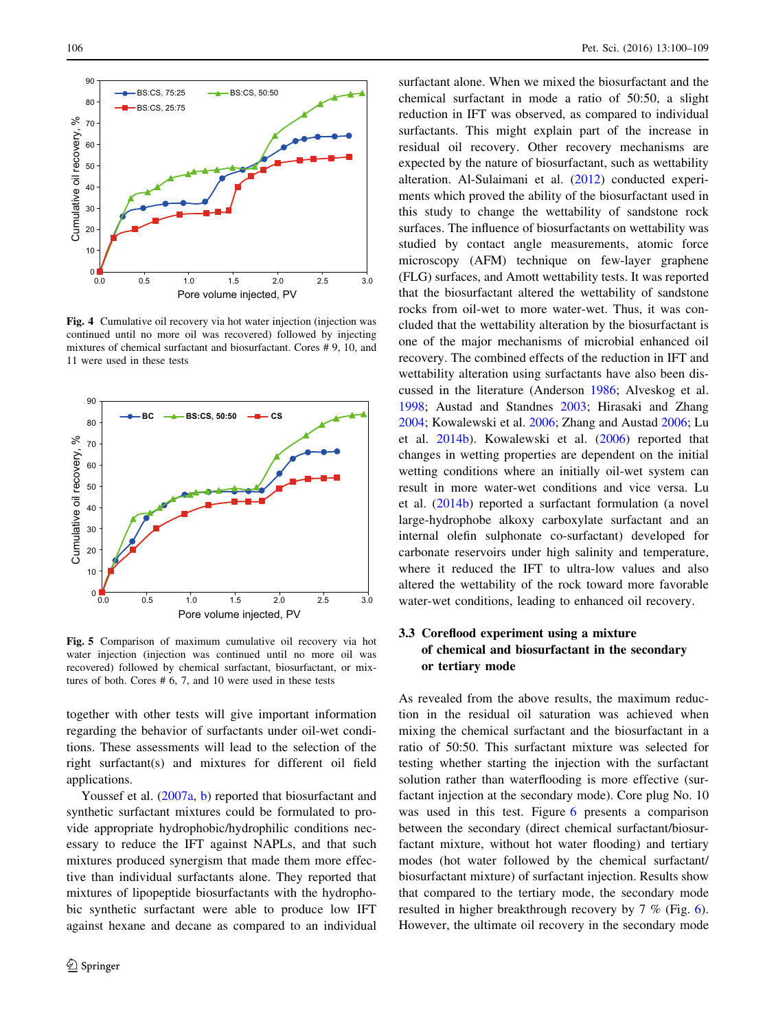90
80
70
60
50
40
30
20
10
0
Cumulative oil recovery, %
0.0 0.5 1.0 1.5 2.0 2.5 3.0
Pore volume injected, PV
BS:CS, 75:25
BS:CS, 50:50
BS:CS, 25:75

**Fig. 4** Cumulative oil recovery via hot water injection (injection was continued until no more oil was recovered) followed by injecting mixtures of chemical surfactant and biosurfactant. Cores # 9, 10, and 11 were used in these tests

90
80
70
60
50
40
30
20
10
0
Cumulative oil recovery, %
0.0 0.5 1.0 1.5 2.0 2.5 3.0
Pore volume injected, PV
BC
BS:CS, 50:50
CS

**Fig. 5** Comparison of maximum cumulative oil recovery via hot water injection (injection was continued until no more oil was recovered) followed by chemical surfactant, biosurfactant, or mixtures of both. Cores # 6, 7, and 10 were used in these tests

together with other tests will give important information regarding the behavior of surfactants under oil-wet conditions. These assessments will lead to the selection of the right surfactant(s) and mixtures for different oil field applications.

Youssef et al. (2007a, b) reported that biosurfactant and synthetic surfactant mixtures could be formulated to provide appropriate hydrophobic/hydrophilic conditions necessary to reduce the IFT against NAPLs, and that such mixtures produced synergism that made them more effective than individual surfactants alone. They reported that mixtures of lipopeptide biosurfactants with the hydrophobic synthetic surfactant were able to produce low IFT against hexane and decane as compared to an individual surfactant alone. When we mixed the biosurfactant and the chemical surfactant in mode a ratio of 50:50, a slight reduction in IFT was observed, as compared to individual surfactants. This might explain part of the increase in residual oil recovery. Other recovery mechanisms are expected by the nature of biosurfactant, such as wettability alteration. Al-Sulaimani et al. (2012) conducted experiments which proved the ability of the biosurfactant used in this study to change the wettability of sandstone rock surfaces. The influence of biosurfactants on wettability was studied by contact angle measurements, atomic force microscopy (AFM) technique on few-layer graphene (FLG) surfaces, and Amott wettability tests. It was reported that the biosurfactant altered the wettability of sandstone rocks from oil-wet to more water-wet. Thus, it was concluded that the wettability alteration by the biosurfactant is one of the major mechanisms of microbial enhanced oil recovery. The combined effects of the reduction in IFT and wettability alteration using surfactants have also been discussed in the literature (Anderson 1986; Alveskog et al. 1998; Austad and Standnes 2003; Hirasaki and Zhang 2004; Kowalewski et al. 2006; Zhang and Austad 2006; Lu et al. 2014b). Kowalewski et al. (2006) reported that changes in wetting properties are dependent on the initial wetting conditions where an initially oil-wet system can result in more water-wet conditions and vice versa. Lu et al. (2014b) reported a surfactant formulation (a novel large-hydrophobe alkoxy carboxylate surfactant and an internal olefin sulphonate co-surfactant) developed for carbonate reservoirs under high salinity and temperature, where it reduced the IFT to ultra-low values and also altered the wettability of the rock toward more favorable water-wet conditions, leading to enhanced oil recovery.

### 3.3 Coreflood experiment using a mixture of chemical and biosurfactant in the secondary or tertiary mode

As revealed from the above results, the maximum reduction in the residual oil saturation was achieved when mixing the chemical surfactant and the biosurfactant in a ratio of 50:50. This surfactant mixture was selected for testing whether starting the injection with the surfactant solution rather than waterflooding is more effective (surfactant injection at the secondary mode). Core plug No. 10 was used in this test. Figure 6 presents a comparison between the secondary (direct chemical surfactant/biosurfactant mixture, without hot water flooding) and tertiary modes (hot water followed by the chemical surfactant/biosurfactant mixture) of surfactant injection. Results show that compared to the tertiary mode, the secondary mode resulted in higher breakthrough recovery by 7 % (Fig. 6). However, the ultimate oil recovery in the secondary mode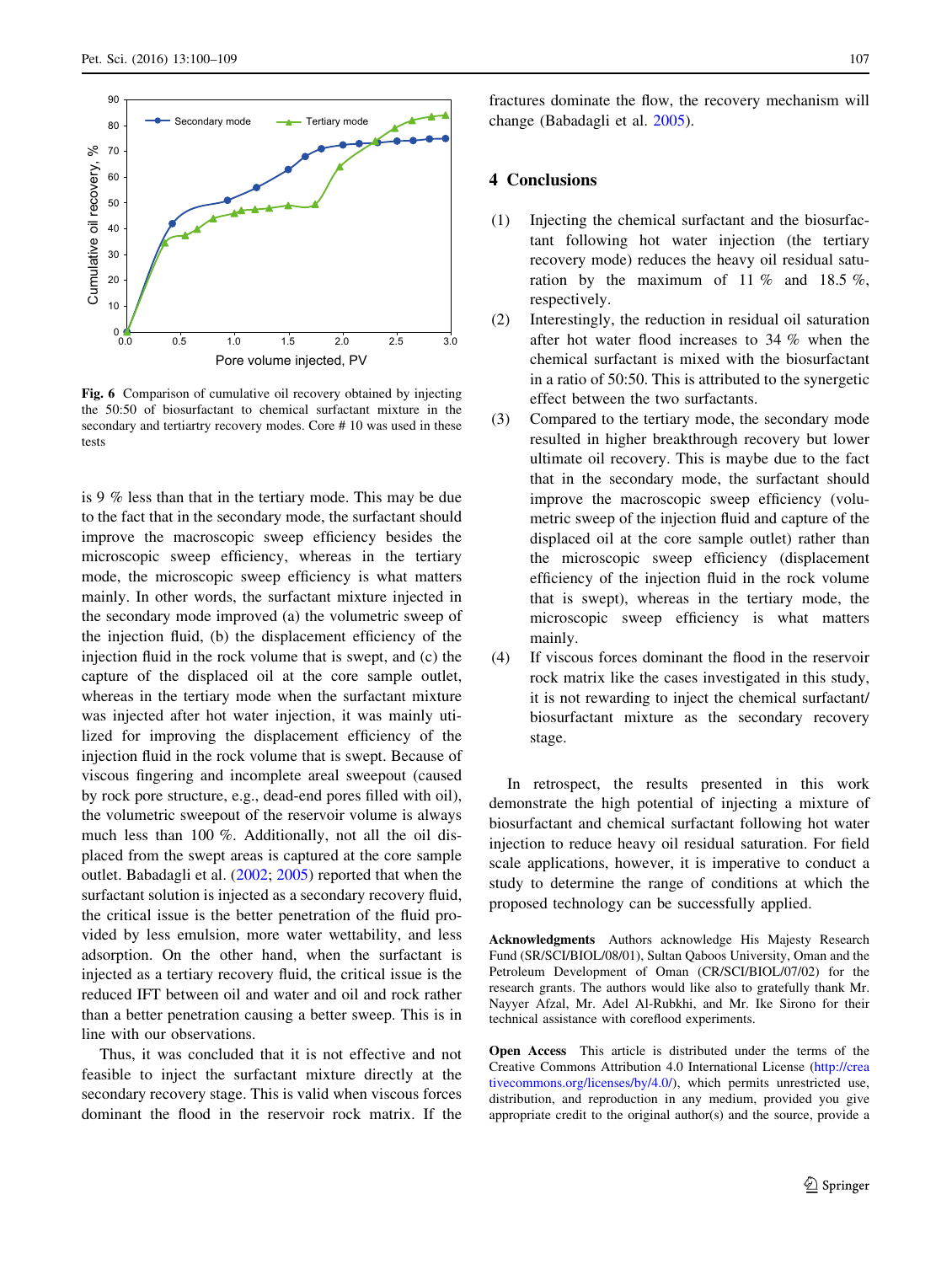Secondary mode
Tertiary mode

Cumulative oil recovery, %

0
10
20
30
40
50
60
70
80
90

0.0
0.5
1.0
1.5
2.0
2.5
3.0

Pore volume injected, PV

**Fig. 6** Comparison of cumulative oil recovery obtained by injecting the 50:50 of biosurfactant to chemical surfactant mixture in the secondary and tertiartry recovery modes. Core # 10 was used in these tests

is 9 % less than that in the tertiary mode. This may be due to the fact that in the secondary mode, the surfactant should improve the macroscopic sweep efficiency besides the microscopic sweep efficiency, whereas in the tertiary mode, the microscopic sweep efficiency is what matters mainly. In other words, the surfactant mixture injected in the secondary mode improved (a) the volumetric sweep of the injection fluid, (b) the displacement efficiency of the injection fluid in the rock volume that is swept, and (c) the capture of the displaced oil at the core sample outlet, whereas in the tertiary mode when the surfactant mixture was injected after hot water injection, it was mainly utilized for improving the displacement efficiency of the injection fluid in the rock volume that is swept. Because of viscous fingering and incomplete areal sweepout (caused by rock pore structure, e.g., dead-end pores filled with oil), the volumetric sweepout of the reservoir volume is always much less than 100 %. Additionally, not all the oil displaced from the swept areas is captured at the core sample outlet. Babadagli et al. (2002; 2005) reported that when the surfactant solution is injected as a secondary recovery fluid, the critical issue is the better penetration of the fluid provided by less emulsion, more water wettability, and less adsorption. On the other hand, when the surfactant is injected as a tertiary recovery fluid, the critical issue is the reduced IFT between oil and water and oil and rock rather than a better penetration causing a better sweep. This is in line with our observations.

Thus, it was concluded that it is not effective and not feasible to inject the surfactant mixture directly at the secondary recovery stage. This is valid when viscous forces dominant the flood in the reservoir rock matrix. If the fractures dominate the flow, the recovery mechanism will change (Babadagli et al. 2005).

## 4 Conclusions

(1) Injecting the chemical surfactant and the biosurfactant following hot water injection (the tertiary recovery mode) reduces the heavy oil residual saturation by the maximum of 11 % and 18.5 %, respectively.

(2) Interestingly, the reduction in residual oil saturation after hot water flood increases to 34 % when the chemical surfactant is mixed with the biosurfactant in a ratio of 50:50. This is attributed to the synergetic effect between the two surfactants.

(3) Compared to the tertiary mode, the secondary mode resulted in higher breakthrough recovery but lower ultimate oil recovery. This is maybe due to the fact that in the secondary mode, the surfactant should improve the macroscopic sweep efficiency (volumetric sweep of the injection fluid and capture of the displaced oil at the core sample outlet) rather than the microscopic sweep efficiency (displacement efficiency of the injection fluid in the rock volume that is swept), whereas in the tertiary mode, the microscopic sweep efficiency is what matters mainly.

(4) If viscous forces dominant the flood in the reservoir rock matrix like the cases investigated in this study, it is not rewarding to inject the chemical surfactant/biosurfactant mixture as the secondary recovery stage.

In retrospect, the results presented in this work demonstrate the high potential of injecting a mixture of biosurfactant and chemical surfactant following hot water injection to reduce heavy oil residual saturation. For field scale applications, however, it is imperative to conduct a study to determine the range of conditions at which the proposed technology can be successfully applied.

**Acknowledgments** Authors acknowledge His Majesty Research Fund (SR/SCI/BIOL/08/01), Sultan Qaboos University, Oman and the Petroleum Development of Oman (CR/SCI/BIOL/07/02) for the research grants. The authors would like also to gratefully thank Mr. Nayyer Afzal, Mr. Adel Al-Rubkhi, and Mr. Ike Sirono for their technical assistance with coreflood experiments.

**Open Access** This article is distributed under the terms of the Creative Commons Attribution 4.0 International License (http://creativecommons.org/licenses/by/4.0/), which permits unrestricted use, distribution, and reproduction in any medium, provided you give appropriate credit to the original author(s) and the source, provide a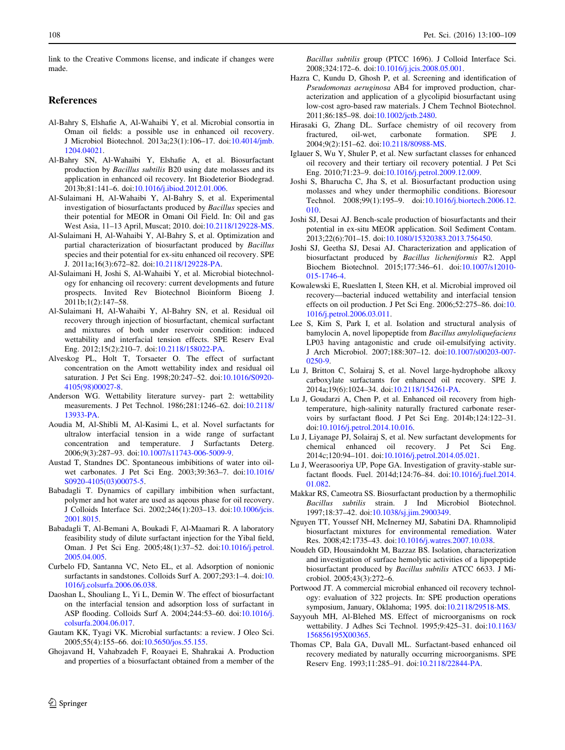link to the Creative Commons license, and indicate if changes were made.

## References

Al-Bahry S, Elshafie A, Al-Wahaibi Y, et al. Microbial consortia in Oman oil fields: a possible use in enhanced oil recovery. J Microbiol Biotechnol. 2013a;23(1):106–17. doi:10.4014/jmb.1204.04021.

Al-Bahry SN, Al-Wahaibi Y, Elshafie A, et al. Biosurfactant production by *Bacillus subtilis* B20 using date molasses and its application in enhanced oil recovery. Int Biodeterior Biodegrad. 2013b;81:141–6. doi:10.1016/j.ibiod.2012.01.006.

Al-Sulaimani H, Al-Wahaibi Y, Al-Bahry S, et al. Experimental investigation of biosurfactants produced by *Bacillus* species and their potential for MEOR in Omani Oil Field. In: Oil and gas West Asia, 11–13 April, Muscat; 2010. doi:10.2118/129228-MS.

Al-Sulaimani H, Al-Wahaibi Y, Al-Bahry S, et al. Optimization and partial characterization of biosurfactant produced by *Bacillus* species and their potential for ex-situ enhanced oil recovery. SPE J. 2011a;16(3):672–82. doi:10.2118/129228-PA.

Al-Sulaimani H, Joshi S, Al-Wahaibi Y, et al. Microbial biotechnology for enhancing oil recovery: current developments and future prospects. Invited Rev Biotechnol Bioinform Bioeng J. 2011b;1(2):147–58.

Al-Sulaimani H, Al-Wahaibi Y, Al-Bahry SN, et al. Residual oil recovery through injection of biosurfactant, chemical surfactant and mixtures of both under reservoir condition: induced wettability and interfacial tension effects. SPE Reserv Eval Eng. 2012;15(2):210–7. doi:10.2118/158022-PA.

Alveskog PL, Holt T, Torsaeter O. The effect of surfactant concentration on the Amott wettability index and residual oil saturation. J Pet Sci Eng. 1998;20:247–52. doi:10.1016/S0920-4105(98)00027-8.

Anderson WG. Wettability literature survey- part 2: wettability measurements. J Pet Technol. 1986;281:1246–62. doi:10.2118/13933-PA.

Aoudia M, Al-Shibli M, Al-Kasimi L, et al. Novel surfactants for ultralow interfacial tension in a wide range of surfactant concentration and temperature. J Surfactants Deterg. 2006;9(3):287–93. doi:10.1007/s11743-006-5009-9.

Austad T, Standnes DC. Spontaneous imbibitions of water into oil-wet carbonates. J Pet Sci Eng. 2003;39:363–7. doi:10.1016/S0920-4105(03)00075-5.

Babadagli T. Dynamics of capillary imbibition when surfactant, polymer and hot water are used as aqeous phase for oil recovery. J Colloids Interface Sci. 2002;246(1):203–13. doi:10.1006/jcis.2001.8015.

Babadagli T, Al-Bemani A, Boukadi F, Al-Maamari R. A laboratory feasibility study of dilute surfactant injection for the Yibal field, Oman. J Pet Sci Eng. 2005;48(1):37–52. doi:10.1016/j.petrol.2005.04.005.

Curbelo FD, Santanna VC, Neto EL, et al. Adsorption of nonionic surfactants in sandstones. Colloids Surf A. 2007;293:1–4. doi:10.1016/j.colsurfa.2006.06.038.

Daoshan L, Shouliang L, Yi L, Demin W. The effect of biosurfactant on the interfacial tension and adsorption loss of surfactant in ASP flooding. Colloids Surf A. 2004;244:53–60. doi:10.1016/j.colsurfa.2004.06.017.

Gautam KK, Tyagi VK. Microbial surfactants: a review. J Oleo Sci. 2005;55(4):155–66. doi:10.5650/jos.55.155.

Ghojavand H, Vahabzadeh F, Roayaei E, Shahrakai A. Production and properties of a biosurfactant obtained from a member of the *Bacillus subtilis* group (PTCC 1696). J Colloid Interface Sci. 2008;324:172–6. doi:10.1016/j.jcis.2008.05.001.

Hazra C, Kundu D, Ghosh P, et al. Screening and identification of *Pseudomonas aeruginosa* AB4 for improved production, characterization and application of a glycolipid biosurfactant using low-cost agro-based raw materials. J Chem Technol Biotechnol. 2011;86:185–98. doi:10.1002/jctb.2480.

Hirasaki G, Zhang DL. Surface chemistry of oil recovery from fractured, oil-wet, carbonate formation. SPE J. 2004;9(2):151–62. doi:10.2118/80988-MS.

Iglauer S, Wu Y, Shuler P, et al. New surfactant classes for enhanced oil recovery and their tertiary oil recovery potential. J Pet Sci Eng. 2010;71:23–9. doi:10.1016/j.petrol.2009.12.009.

Joshi S, Bharucha C, Jha S, et al. Biosurfactant production using molasses and whey under thermophilic conditions. Bioresour Technol. 2008;99(1):195–9. doi:10.1016/j.biortech.2006.12.010.

Joshi SJ, Desai AJ. Bench-scale production of biosurfactants and their potential in ex-situ MEOR application. Soil Sediment Contam. 2013;22(6):701–15. doi:10.1080/15320383.2013.756450.

Joshi SJ, Geetha SJ, Desai AJ. Characterization and application of biosurfactant produced by *Bacillus licheniformis* R2. Appl Biochem Biotechnol. 2015;177:346–61. doi:10.1007/s12010-015-1746-4.

Kowalewski E, Rueslatten I, Steen KH, et al. Microbial improved oil recovery—bacterial induced wettability and interfacial tension effects on oil production. J Pet Sci Eng. 2006;52:275–86. doi:10.1016/j.petrol.2006.03.011.

Lee S, Kim S, Park I, et al. Isolation and structural analysis of bamylocin A, novel lipopeptide from *Bacillus amyloliquefaciens* LP03 having antagonistic and crude oil-emulsifying activity. J Arch Microbiol. 2007;188:307–12. doi:10.1007/s00203-007-0250-9.

Lu J, Britton C, Solairaj S, et al. Novel large-hydrophobe alkoxy carboxylate surfactants for enhanced oil recovery. SPE J. 2014a;19(6):1024–34. doi:10.2118/154261-PA.

Lu J, Goudarzi A, Chen P, et al. Enhanced oil recovery from high-temperature, high-salinity naturally fractured carbonate reservoirs by surfactant flood. J Pet Sci Eng. 2014b;124:122–31. doi:10.1016/j.petrol.2014.10.016.

Lu J, Liyanage PJ, Solairaj S, et al. New surfactant developments for chemical enhanced oil recovery. J Pet Sci Eng. 2014c;120:94–101. doi:10.1016/j.petrol.2014.05.021.

Lu J, Weerasooriya UP, Pope GA. Investigation of gravity-stable surfactant floods. Fuel. 2014d;124:76–84. doi:10.1016/j.fuel.2014.01.082.

Makkar RS, Cameotra SS. Biosurfactant production by a thermophilic *Bacillus subtilis* strain. J Ind Microbiol Biotechnol. 1997;18:37–42. doi:10.1038/sj.jim.2900349.

Nguyen TT, Youssef NH, McInerney MJ, Sabatini DA. Rhamnolipid biosurfactant mixtures for environmental remediation. Water Res. 2008;42:1735–43. doi:10.1016/j.watres.2007.10.038.

Noudeh GD, Housaindokht M, Bazzaz BS. Isolation, characterization and investigation of surface hemolytic activities of a lipopeptide biosurfactant produced by *Bacillus subtilis* ATCC 6633. J Microbiol. 2005;43(3):272–6.

Portwood JT. A commercial microbial enhanced oil recovery technology: evaluation of 322 projects. In: SPE production operations symposium, January, Oklahoma; 1995. doi:10.2118/29518-MS.

Sayyouh MH, Al-Blehed MS. Effect of microorganisms on rock wettability. J Adhes Sci Technol. 1995;9:425–31. doi:10.1163/156856195X00365.

Thomas CP, Bala GA, Duvall ML. Surfactant-based enhanced oil recovery mediated by naturally occurring microorganisms. SPE Reserv Eng. 1993;11:285–91. doi:10.2118/22844-PA.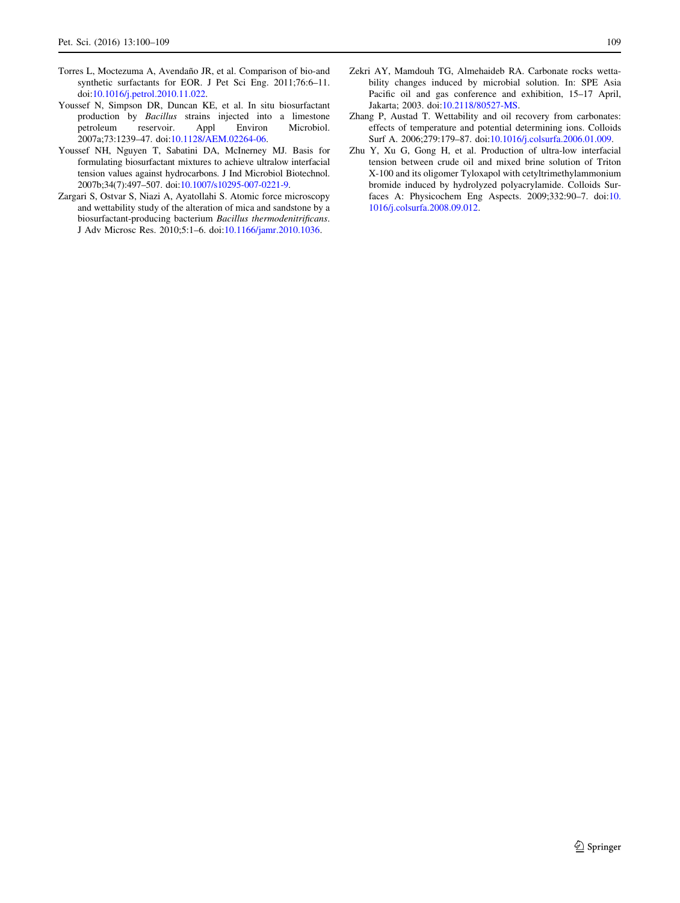Torres L, Moctezuma A, Avendaño JR, et al. Comparison of bio-and synthetic surfactants for EOR. J Pet Sci Eng. 2011;76:6–11. doi:10.1016/j.petrol.2010.11.022.

Youssef N, Simpson DR, Duncan KE, et al. In situ biosurfactant production by *Bacillus* strains injected into a limestone petroleum reservoir. Appl Environ Microbiol. 2007a;73:1239–47. doi:10.1128/AEM.02264-06.

Youssef NH, Nguyen T, Sabatini DA, McInerney MJ. Basis for formulating biosurfactant mixtures to achieve ultralow interfacial tension values against hydrocarbons. J Ind Microbiol Biotechnol. 2007b;34(7):497–507. doi:10.1007/s10295-007-0221-9.

Zargari S, Ostvar S, Niazi A, Ayatollahi S. Atomic force microscopy and wettability study of the alteration of mica and sandstone by a biosurfactant-producing bacterium *Bacillus thermodenitrificans*. J Adv Microsc Res. 2010;5:1–6. doi:10.1166/jamr.2010.1036.

Zekri AY, Mamdouh TG, Almehaideb RA. Carbonate rocks wettability changes induced by microbial solution. In: SPE Asia Pacific oil and gas conference and exhibition, 15–17 April, Jakarta; 2003. doi:10.2118/80527-MS.

Zhang P, Austad T. Wettability and oil recovery from carbonates: effects of temperature and potential determining ions. Colloids Surf A. 2006;279:179–87. doi:10.1016/j.colsurfa.2006.01.009.

Zhu Y, Xu G, Gong H, et al. Production of ultra-low interfacial tension between crude oil and mixed brine solution of Triton X-100 and its oligomer Tyloxapol with cetyltrimethylammonium bromide induced by hydrolyzed polyacrylamide. Colloids Surfaces A: Physicochem Eng Aspects. 2009;332:90–7. doi:10.1016/j.colsurfa.2008.09.012.